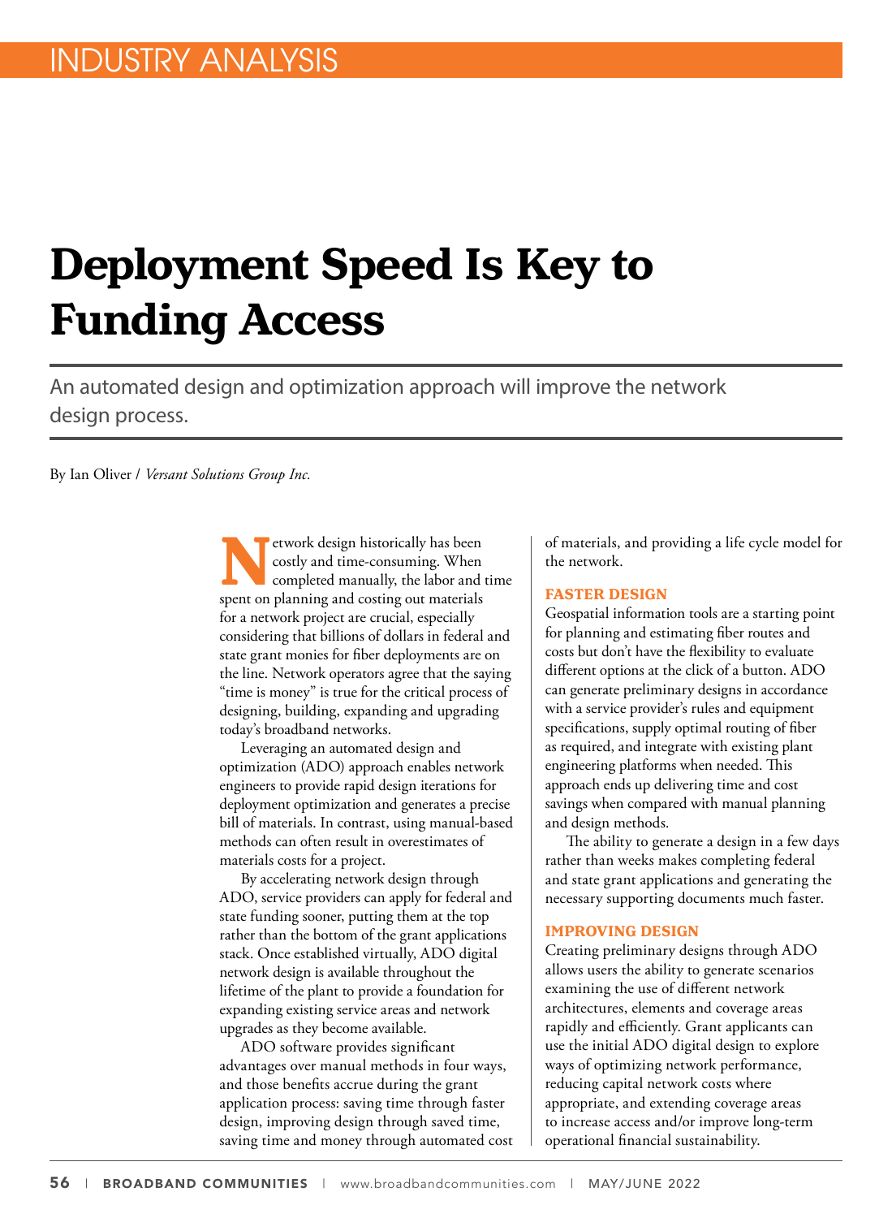INDUSTRY ANALYSIS

# Deployment Speed Is Key to Funding Access

An automated design and optimization approach will improve the network design process.

By Ian Oliver / *Versant Solutions Group Inc.*

Network design historically has been costly and time-consuming. When completed manually, the labor and time spent on planning and costing out materials for a network project are crucial, especially considering that billions of dollars in federal and state grant monies for fiber deployments are on the line. Network operators agree that the saying "time is money" is true for the critical process of designing, building, expanding and upgrading today's broadband networks.

Leveraging an automated design and optimization (ADO) approach enables network engineers to provide rapid design iterations for deployment optimization and generates a precise bill of materials. In contrast, using manual-based methods can often result in overestimates of materials costs for a project.

By accelerating network design through ADO, service providers can apply for federal and state funding sooner, putting them at the top rather than the bottom of the grant applications stack. Once established virtually, ADO digital network design is available throughout the lifetime of the plant to provide a foundation for expanding existing service areas and network upgrades as they become available.

ADO software provides significant advantages over manual methods in four ways, and those benefits accrue during the grant application process: saving time through faster design, improving design through saved time, saving time and money through automated cost of materials, and providing a life cycle model for the network.

## FASTER DESIGN

Geospatial information tools are a starting point for planning and estimating fiber routes and costs but don't have the flexibility to evaluate different options at the click of a button. ADO can generate preliminary designs in accordance with a service provider's rules and equipment specifications, supply optimal routing of fiber as required, and integrate with existing plant engineering platforms when needed. This approach ends up delivering time and cost savings when compared with manual planning and design methods.

The ability to generate a design in a few days rather than weeks makes completing federal and state grant applications and generating the necessary supporting documents much faster.

## IMPROVING DESIGN

Creating preliminary designs through ADO allows users the ability to generate scenarios examining the use of different network architectures, elements and coverage areas rapidly and efficiently. Grant applicants can use the initial ADO digital design to explore ways of optimizing network performance, reducing capital network costs where appropriate, and extending coverage areas to increase access and/or improve long-term operational financial sustainability.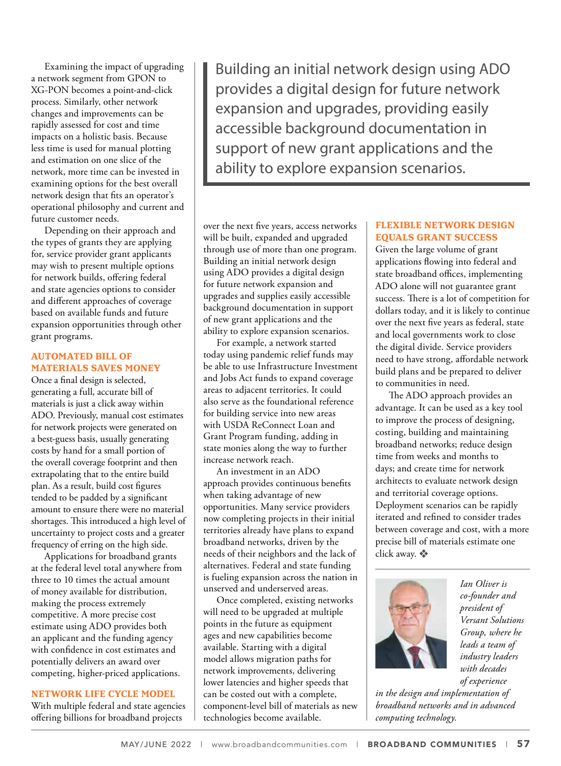Examining the impact of upgrading a network segment from GPON to XG-PON becomes a point-and-click process. Similarly, other network changes and improvements can be rapidly assessed for cost and time impacts on a holistic basis. Because less time is used for manual plotting and estimation on one slice of the network, more time can be invested in examining options for the best overall network design that fits an operator's operational philosophy and current and future customer needs.

Depending on their approach and the types of grants they are applying for, service provider grant applicants may wish to present multiple options for network builds, offering federal and state agencies options to consider and different approaches of coverage based on available funds and future expansion opportunities through other grant programs.

## AUTOMATED BILL OF MATERIALS SAVES MONEY

Once a final design is selected, generating a full, accurate bill of materials is just a click away within ADO. Previously, manual cost estimates for network projects were generated on a best-guess basis, usually generating costs by hand for a small portion of the overall coverage footprint and then extrapolating that to the entire build plan. As a result, build cost figures tended to be padded by a significant amount to ensure there were no material shortages. This introduced a high level of uncertainty to project costs and a greater frequency of erring on the high side.

Applications for broadband grants at the federal level total anywhere from three to 10 times the actual amount of money available for distribution, making the process extremely competitive. A more precise cost estimate using ADO provides both an applicant and the funding agency with confidence in cost estimates and potentially delivers an award over competing, higher-priced applications.

## NETWORK LIFE CYCLE MODEL

With multiple federal and state agencies offering billions for broadband projects over the next five years, access networks will be built, expanded and upgraded through use of more than one program. Building an initial network design using ADO provides a digital design for future network expansion and upgrades and supplies easily accessible background documentation in support of new grant applications and the ability to explore expansion scenarios.

> Building an initial network design using ADO provides a digital design for future network expansion and upgrades, providing easily accessible background documentation in support of new grant applications and the ability to explore expansion scenarios.

For example, a network started today using pandemic relief funds may be able to use Infrastructure Investment and Jobs Act funds to expand coverage areas to adjacent territories. It could also serve as the foundational reference for building service into new areas with USDA ReConnect Loan and Grant Program funding, adding in state monies along the way to further increase network reach.

An investment in an ADO approach provides continuous benefits when taking advantage of new opportunities. Many service providers now completing projects in their initial territories already have plans to expand broadband networks, driven by the needs of their neighbors and the lack of alternatives. Federal and state funding is fueling expansion across the nation in unserved and underserved areas.

Once completed, existing networks will need to be upgraded at multiple points in the future as equipment ages and new capabilities become available. Starting with a digital model allows migration paths for network improvements, delivering lower latencies and higher speeds that can be costed out with a complete, component-level bill of materials as new technologies become available.

## FLEXIBLE NETWORK DESIGN EQUALS GRANT SUCCESS

Given the large volume of grant applications flowing into federal and state broadband offices, implementing ADO alone will not guarantee grant success. There is a lot of competition for dollars today, and it is likely to continue over the next five years as federal, state and local governments work to close the digital divide. Service providers need to have strong, affordable network build plans and be prepared to deliver to communities in need.

The ADO approach provides an advantage. It can be used as a key tool to improve the process of designing, costing, building and maintaining broadband networks; reduce design time from weeks and months to days; and create time for network architects to evaluate network design and territorial coverage options. Deployment scenarios can be rapidly iterated and refined to consider trades between coverage and cost, with a more precise bill of materials estimate one click away. ❖

*Ian Oliver is co-founder and president of Versant Solutions Group, where he leads a team of industry leaders with decades of experience in the design and implementation of broadband networks and in advanced computing technology.*